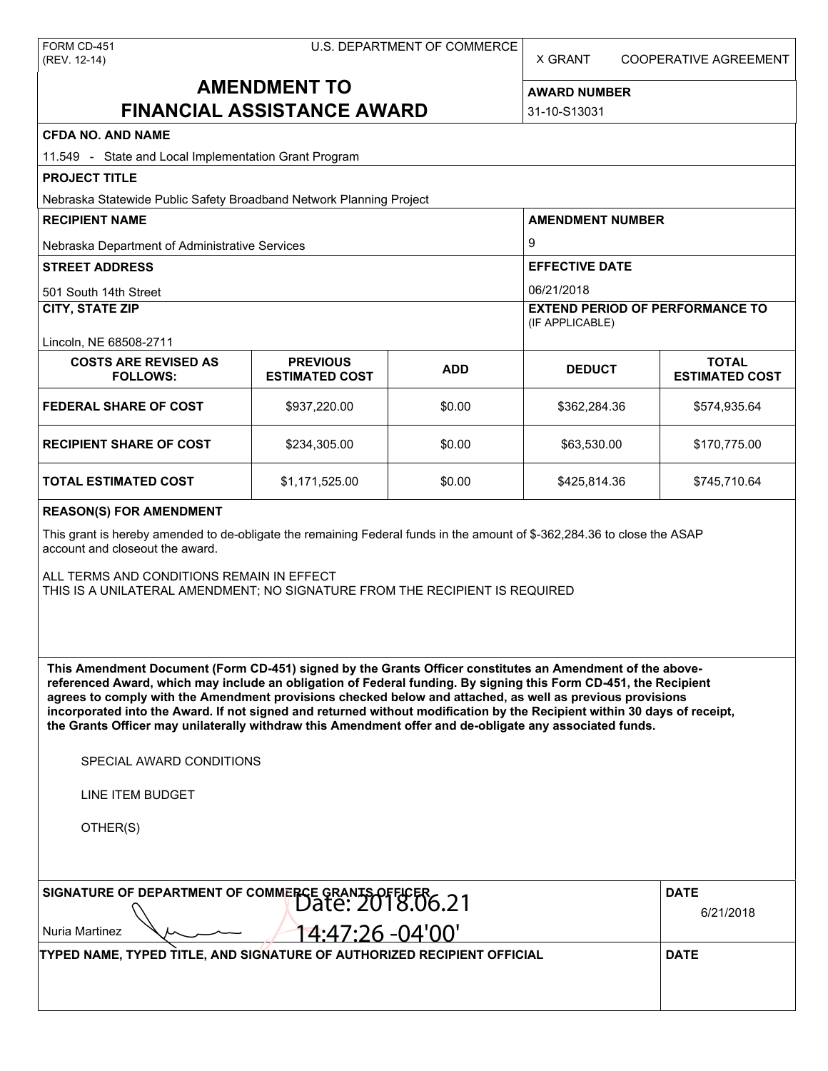FORM CD-451
(REV. 12-14)

U.S. DEPARTMENT OF COMMERCE

X GRANT COOPERATIVE AGREEMENT

# AMENDMENT TO FINANCIAL ASSISTANCE AWARD

**AWARD NUMBER**
31-10-S13031

**CFDA NO. AND NAME**
11.549 - State and Local Implementation Grant Program

**PROJECT TITLE**
Nebraska Statewide Public Safety Broadband Network Planning Project

**RECIPIENT NAME**
Nebraska Department of Administrative Services

**AMENDMENT NUMBER**
9

**STREET ADDRESS**
501 South 14th Street

**EFFECTIVE DATE**
06/21/2018

**CITY, STATE ZIP**
Lincoln, NE 68508-2711

**EXTEND PERIOD OF PERFORMANCE TO** (IF APPLICABLE)

| COSTS ARE REVISED AS FOLLOWS: | PREVIOUS ESTIMATED COST | ADD | DEDUCT | TOTAL ESTIMATED COST |
|---|---|---|---|---|
| FEDERAL SHARE OF COST | $937,220.00 | $0.00 | $362,284.36 | $574,935.64 |
| RECIPIENT SHARE OF COST | $234,305.00 | $0.00 | $63,530.00 | $170,775.00 |
| TOTAL ESTIMATED COST | $1,171,525.00 | $0.00 | $425,814.36 | $745,710.64 |

**REASON(S) FOR AMENDMENT**

This grant is hereby amended to de-obligate the remaining Federal funds in the amount of $-362,284.36 to close the ASAP account and closeout the award.

ALL TERMS AND CONDITIONS REMAIN IN EFFECT
THIS IS A UNILATERAL AMENDMENT; NO SIGNATURE FROM THE RECIPIENT IS REQUIRED

**This Amendment Document (Form CD-451) signed by the Grants Officer constitutes an Amendment of the above-referenced Award, which may include an obligation of Federal funding. By signing this Form CD-451, the Recipient agrees to comply with the Amendment provisions checked below and attached, as well as previous provisions incorporated into the Award. If not signed and returned without modification by the Recipient within 30 days of receipt, the Grants Officer may unilaterally withdraw this Amendment offer and de-obligate any associated funds.**

SPECIAL AWARD CONDITIONS

LINE ITEM BUDGET

OTHER(S)

**SIGNATURE OF DEPARTMENT OF COMMERCE GRANTS OFFICER**
Nuria Martinez
Date: 2018.06.21 14:47:26 -04'00'

**DATE**
6/21/2018

**TYPED NAME, TYPED TITLE, AND SIGNATURE OF AUTHORIZED RECIPIENT OFFICIAL**

**DATE**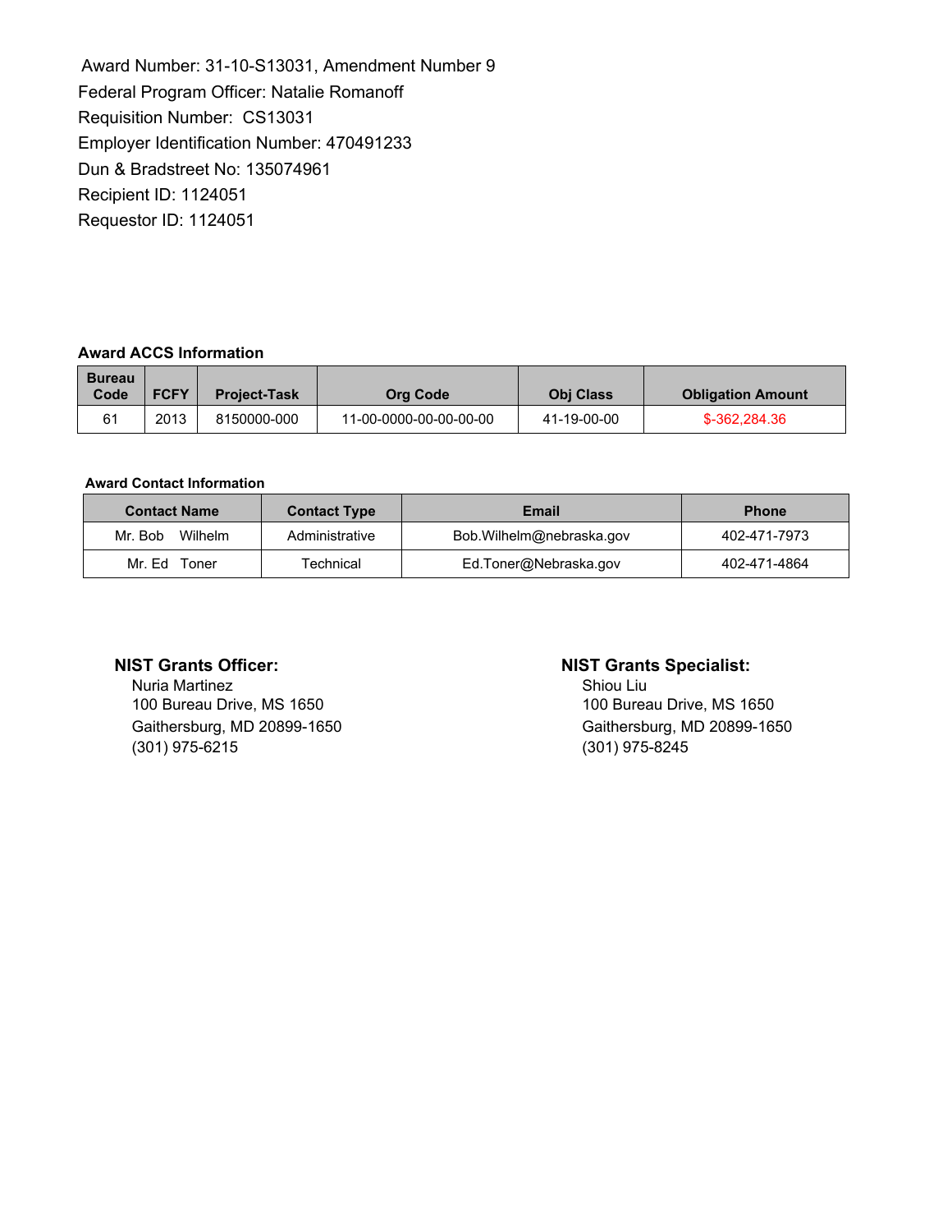Award Number: 31-10-S13031, Amendment Number 9
Federal Program Officer: Natalie Romanoff
Requisition Number: CS13031
Employer Identification Number: 470491233
Dun & Bradstreet No: 135074961
Recipient ID: 1124051
Requestor ID: 1124051

**Award ACCS Information**

| Bureau Code | FCFY | Project-Task | Org Code | Obj Class | Obligation Amount |
|---|---|---|---|---|---|
| 61 | 2013 | 8150000-000 | 11-00-0000-00-00-00-00 | 41-19-00-00 | $-362,284.36 |

**Award Contact Information**

| Contact Name | Contact Type | Email | Phone |
|---|---|---|---|
| Mr. Bob Wilhelm | Administrative | Bob.Wilhelm@nebraska.gov | 402-471-7973 |
| Mr. Ed Toner | Technical | Ed.Toner@Nebraska.gov | 402-471-4864 |

**NIST Grants Officer:**
Nuria Martinez
100 Bureau Drive, MS 1650
Gaithersburg, MD 20899-1650
(301) 975-6215

**NIST Grants Specialist:**
Shiou Liu
100 Bureau Drive, MS 1650
Gaithersburg, MD 20899-1650
(301) 975-8245